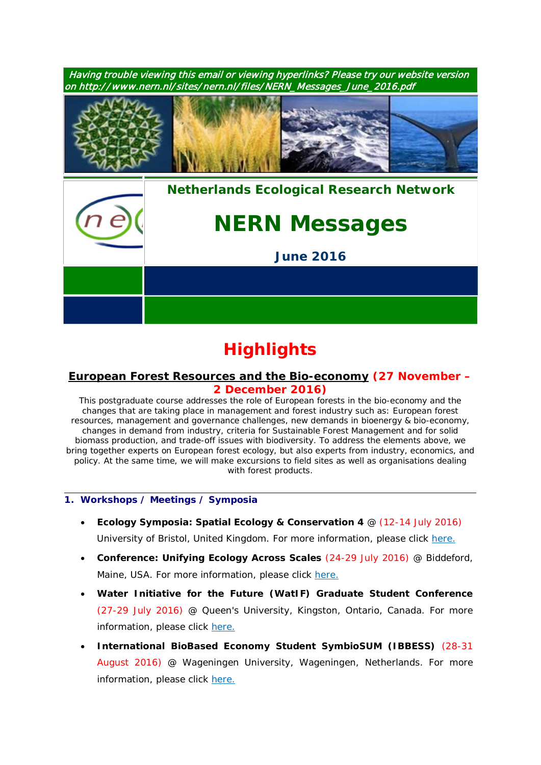*Having trouble viewing this email or viewing hyperlinks? Please try our website version on http://www.nern.nl/sites/nern.nl/files/NERN_Messages_June_2016.pdf*

**Netherlands Ecological Research Network**

# NERN Messages

**June 2016**

# Highlights

## European Forest Resources and the Bio-economy (27 November – 2 December 2016)

This postgraduate course addresses the role of European forests in the bio-economy and the changes that are taking place in management and forest industry such as: European forest resources, management and governance challenges, new demands in bioenergy & bio-economy, changes in demand from industry, criteria for Sustainable Forest Management and for solid biomass production, and trade-off issues with biodiversity. To address the elements above, we bring together experts on European forest ecology, but also experts from industry, economics, and policy. At the same time, we will make excursions to field sites as well as organisations dealing with forest products.

### 1. Workshops / Meetings / Symposia

- **Ecology Symposia: Spatial Ecology & Conservation 4** @ (12-14 July 2016) University of Bristol, United Kingdom. For more information, please click here.
- **Conference: Unifying Ecology Across Scales** (24-29 July 2016) @ Biddeford, Maine, USA. For more information, please click here.
- **Water Initiative for the Future (WatIF) Graduate Student Conference** (27-29 July 2016) @ Queen's University, Kingston, Ontario, Canada. For more information, please click here.
- **International BioBased Economy Student SymbioSUM (IBBESS)** (28-31 August 2016) @ Wageningen University, Wageningen, Netherlands. For more information, please click here.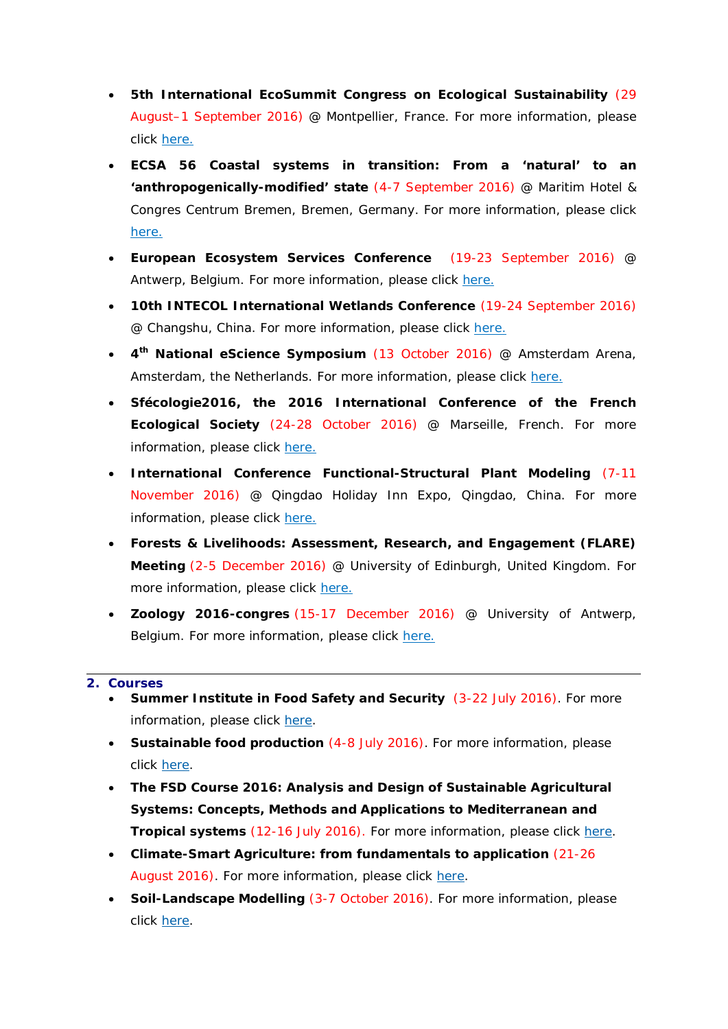- **5th International EcoSummit Congress on Ecological Sustainability** (29 August–1 September 2016) @ Montpellier, France. For more information, please click here.
- **ECSA 56 Coastal systems in transition: From a 'natural' to an 'anthropogenically-modified' state** (4-7 September 2016) @ Maritim Hotel & Congres Centrum Bremen, Bremen, Germany. For more information, please click here.
- **European Ecosystem Services Conference** (19-23 September 2016) @ Antwerp, Belgium. For more information, please click here.
- **10th INTECOL International Wetlands Conference** (19-24 September 2016) @ Changshu, China. For more information, please click here.
- **4th National eScience Symposium** (13 October 2016) @ Amsterdam Arena, Amsterdam, the Netherlands. For more information, please click here.
- **Sfécologie2016, the 2016 International Conference of the French Ecological Society** (24-28 October 2016) @ Marseille, French. For more information, please click here.
- **International Conference Functional-Structural Plant Modeling** (7-11 November 2016) @ Qingdao Holiday Inn Expo, Qingdao, China. For more information, please click here.
- **Forests & Livelihoods: Assessment, Research, and Engagement (FLARE) Meeting** (2-5 December 2016) @ University of Edinburgh, United Kingdom. For more information, please click here.
- **Zoology 2016-congres** (15-17 December 2016) @ University of Antwerp, Belgium. For more information, please click here.

## 2. Courses

- **Summer Institute in Food Safety and Security** (3-22 July 2016). For more information, please click here.
- **Sustainable food production** (4-8 July 2016). For more information, please click here.
- **The FSD Course 2016: Analysis and Design of Sustainable Agricultural Systems: Concepts, Methods and Applications to Mediterranean and Tropical systems** (12-16 July 2016). For more information, please click here.
- **Climate-Smart Agriculture: from fundamentals to application** (21-26 August 2016). For more information, please click here.
- **Soil-Landscape Modelling** (3-7 October 2016). For more information, please click here.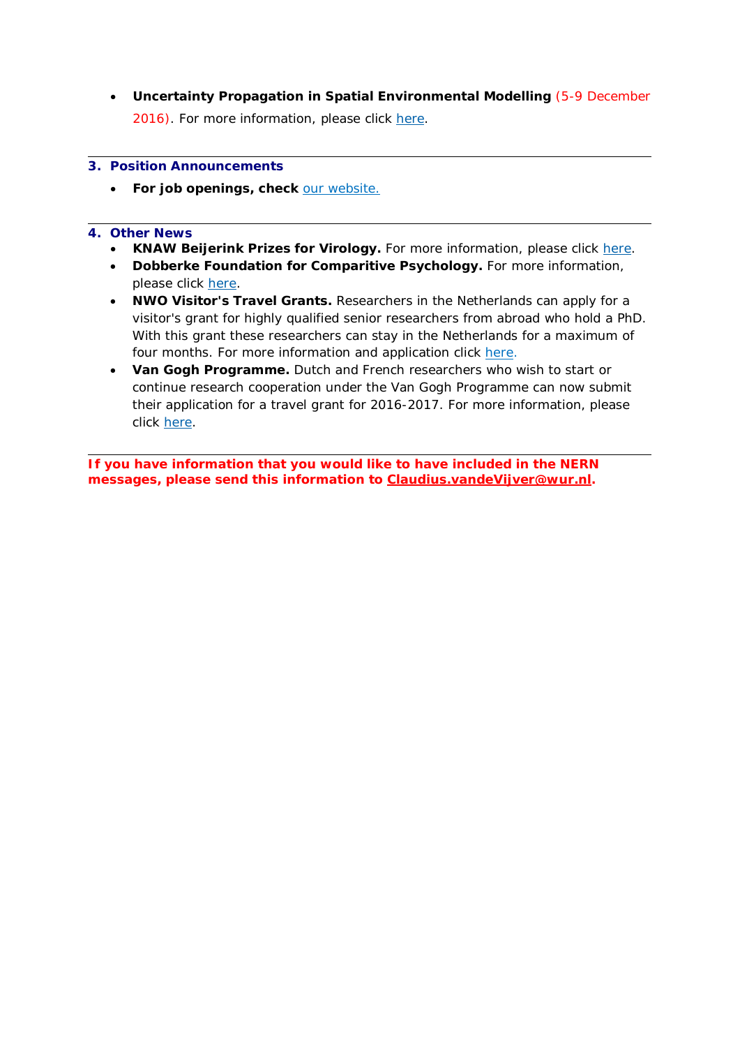- **Uncertainty Propagation in Spatial Environmental Modelling** (5-9 December 2016). For more information, please click here.

---

## 3. Position Announcements

- **For job openings, check** our website.

---

## 4. Other News

- **KNAW Beijerink Prizes for Virology.** For more information, please click here.
- **Dobberke Foundation for Comparitive Psychology.** For more information, please click here.
- **NWO Visitor's Travel Grants.** Researchers in the Netherlands can apply for a visitor's grant for highly qualified senior researchers from abroad who hold a PhD. With this grant these researchers can stay in the Netherlands for a maximum of four months. For more information and application click here.
- **Van Gogh Programme.** Dutch and French researchers who wish to start or continue research cooperation under the Van Gogh Programme can now submit their application for a travel grant for 2016-2017. For more information, please click here.

---

**If you have information that you would like to have included in the NERN messages, please send this information to Claudius.vandeVijver@wur.nl.**